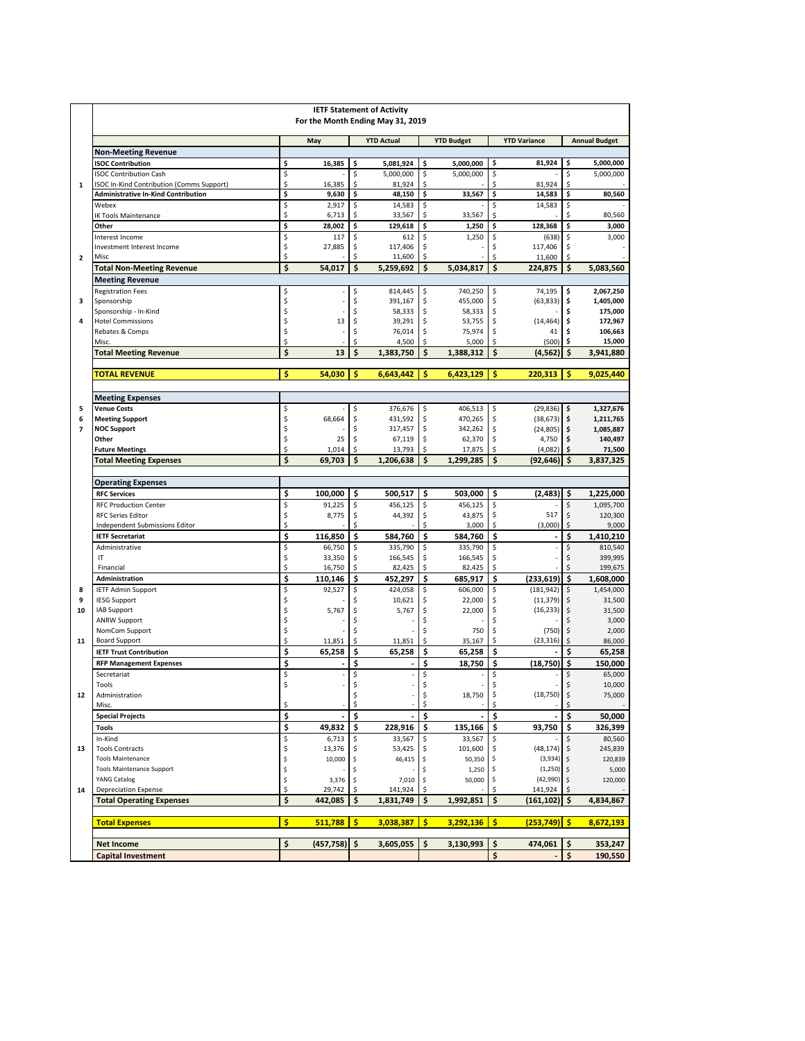**IETF Statement of Activity**
**For the Month Ending May 31, 2019**

| # | | May | YTD Actual | YTD Budget | YTD Variance | Annual Budget |
|---|---|---|---|---|---|---|
| | **Non-Meeting Revenue** | | | | | |
| | **ISOC Contribution** | **$ 16,385** | **$ 5,081,924** | **$ 5,000,000** | **$ 81,924** | **$ 5,000,000** |
| | ISOC Contribution Cash | $ - | $ 5,000,000 | $ 5,000,000 | $ - | $ 5,000,000 |
| 1 | ISOC In-Kind Contribution (Comms Support) | $ 16,385 | $ 81,924 | $ - | $ 81,924 | $ - |
| | **Administrative In-Kind Contribution** | **$ 9,630** | **$ 48,150** | **$ 33,567** | **$ 14,583** | **$ 80,560** |
| | Webex | $ 2,917 | $ 14,583 | $ - | $ 14,583 | $ - |
| | IK Tools Maintenance | $ 6,713 | $ 33,567 | $ 33,567 | $ - | $ 80,560 |
| | **Other** | **$ 28,002** | **$ 129,618** | **$ 1,250** | **$ 128,368** | **$ 3,000** |
| | Interest Income | $ 117 | $ 612 | $ 1,250 | $ (638) | $ 3,000 |
| | Investment Interest Income | $ 27,885 | $ 117,406 | $ - | $ 117,406 | $ - |
| 2 | Misc | $ - | $ 11,600 | $ - | $ 11,600 | $ - |
| | **Total Non-Meeting Revenue** | **$ 54,017** | **$ 5,259,692** | **$ 5,034,817** | **$ 224,875** | **$ 5,083,560** |
| | **Meeting Revenue** | | | | | |
| | Registration Fees | $ - | $ 814,445 | $ 740,250 | $ 74,195 | **$ 2,067,250** |
| 3 | Sponsorship | $ - | $ 391,167 | $ 455,000 | $ (63,833) | **$ 1,405,000** |
| | Sponsorship - In-Kind | $ - | $ 58,333 | $ 58,333 | $ - | **$ 175,000** |
| 4 | Hotel Commissions | $ 13 | $ 39,291 | $ 53,755 | $ (14,464) | **$ 172,967** |
| | Rebates & Comps | $ - | $ 76,014 | $ 75,974 | $ 41 | **$ 106,663** |
| | Misc. | $ - | $ 4,500 | $ 5,000 | $ (500) | **$ 15,000** |
| | **Total Meeting Revenue** | **$ 13** | **$ 1,383,750** | **$ 1,388,312** | **$ (4,562)** | **$ 3,941,880** |
| | **TOTAL REVENUE** | **$ 54,030** | **$ 6,643,442** | **$ 6,423,129** | **$ 220,313** | **$ 9,025,440** |
| | **Meeting Expenses** | | | | | |
| 5 | **Venue Costs** | $ - | $ 376,676 | $ 406,513 | $ (29,836) | **$ 1,327,676** |
| 6 | **Meeting Support** | $ 68,664 | $ 431,592 | $ 470,265 | $ (38,673) | **$ 1,211,765** |
| 7 | **NOC Support** | $ - | $ 317,457 | $ 342,262 | $ (24,805) | **$ 1,085,887** |
| | **Other** | $ 25 | $ 67,119 | $ 62,370 | $ 4,750 | **$ 140,497** |
| | **Future Meetings** | $ 1,014 | $ 13,793 | $ 17,875 | $ (4,082) | **$ 71,500** |
| | **Total Meeting Expenses** | **$ 69,703** | **$ 1,206,638** | **$ 1,299,285** | **$ (92,646)** | **$ 3,837,325** |
| | **Operating Expenses** | | | | | |
| | **RFC Services** | **$ 100,000** | **$ 500,517** | **$ 503,000** | **$ (2,483)** | **$ 1,225,000** |
| | RFC Production Center | $ 91,225 | $ 456,125 | $ 456,125 | $ - | $ 1,095,700 |
| | RFC Series Editor | $ 8,775 | $ 44,392 | $ 43,875 | $ 517 | $ 120,300 |
| | Independent Submissions Editor | $ - | $ - | $ 3,000 | $ (3,000) | $ 9,000 |
| | **IETF Secretariat** | **$ 116,850** | **$ 584,760** | **$ 584,760** | **$ -** | **$ 1,410,210** |
| | Administrative | $ 66,750 | $ 335,790 | $ 335,790 | $ - | $ 810,540 |
| | IT | $ 33,350 | $ 166,545 | $ 166,545 | $ - | $ 399,995 |
| | Financial | $ 16,750 | $ 82,425 | $ 82,425 | $ - | $ 199,675 |
| | **Administration** | **$ 110,146** | **$ 452,297** | **$ 685,917** | **$ (233,619)** | **$ 1,608,000** |
| 8 | IETF Admin Support | $ 92,527 | $ 424,058 | $ 606,000 | $ (181,942) | $ 1,454,000 |
| 9 | IESG Support | $ - | $ 10,621 | $ 22,000 | $ (11,379) | $ 31,500 |
| 10 | IAB Support | $ 5,767 | $ 5,767 | $ 22,000 | $ (16,233) | $ 31,500 |
| | ANRW Support | $ - | $ - | $ - | $ - | $ 3,000 |
| | NomCom Support | $ - | $ - | $ 750 | $ (750) | $ 2,000 |
| 11 | Board Support | $ 11,851 | $ 11,851 | $ 35,167 | $ (23,316) | $ 86,000 |
| | **IETF Trust Contribution** | **$ 65,258** | **$ 65,258** | **$ 65,258** | **$ -** | **$ 65,258** |
| | **RFP Management Expenses** | **$ -** | **$ -** | **$ 18,750** | **$ (18,750)** | **$ 150,000** |
| | Secretariat | $ - | $ - | $ - | $ - | $ 65,000 |
| | Tools | $ - | $ - | $ - | $ - | $ 10,000 |
| 12 | Administration | | $ - | $ 18,750 | $ (18,750) | $ 75,000 |
| | Misc. | $ - | $ - | $ - | $ - | $ - |
| | **Special Projects** | **$ -** | **$ -** | **$ -** | **$ -** | **$ 50,000** |
| | **Tools** | **$ 49,832** | **$ 228,916** | **$ 135,166** | **$ 93,750** | **$ 326,399** |
| | In-Kind | $ 6,713 | $ 33,567 | $ 33,567 | $ - | $ 80,560 |
| 13 | Tools Contracts | $ 13,376 | $ 53,425 | $ 101,600 | $ (48,174) | $ 245,839 |
| | Tools Maintenance | $ 10,000 | $ 46,415 | $ 50,350 | $ (3,934) | $ 120,839 |
| | Tools Maintenance Support | $ - | $ - | $ 1,250 | $ (1,250) | $ 5,000 |
| | YANG Catalog | $ 3,376 | $ 7,010 | $ 50,000 | $ (42,990) | $ 120,000 |
| 14 | Depreciation Expense | $ 29,742 | $ 141,924 | $ - | $ 141,924 | $ - |
| | **Total Operating Expenses** | **$ 442,085** | **$ 1,831,749** | **$ 1,992,851** | **$ (161,102)** | **$ 4,834,867** |
| | **Total Expenses** | **$ 511,788** | **$ 3,038,387** | **$ 3,292,136** | **$ (253,749)** | **$ 8,672,193** |
| | **Net Income** | **$ (457,758)** | **$ 3,605,055** | **$ 3,130,993** | **$ 474,061** | **$ 353,247** |
| | **Capital Investment** | | | | **$ -** | **$ 190,550** |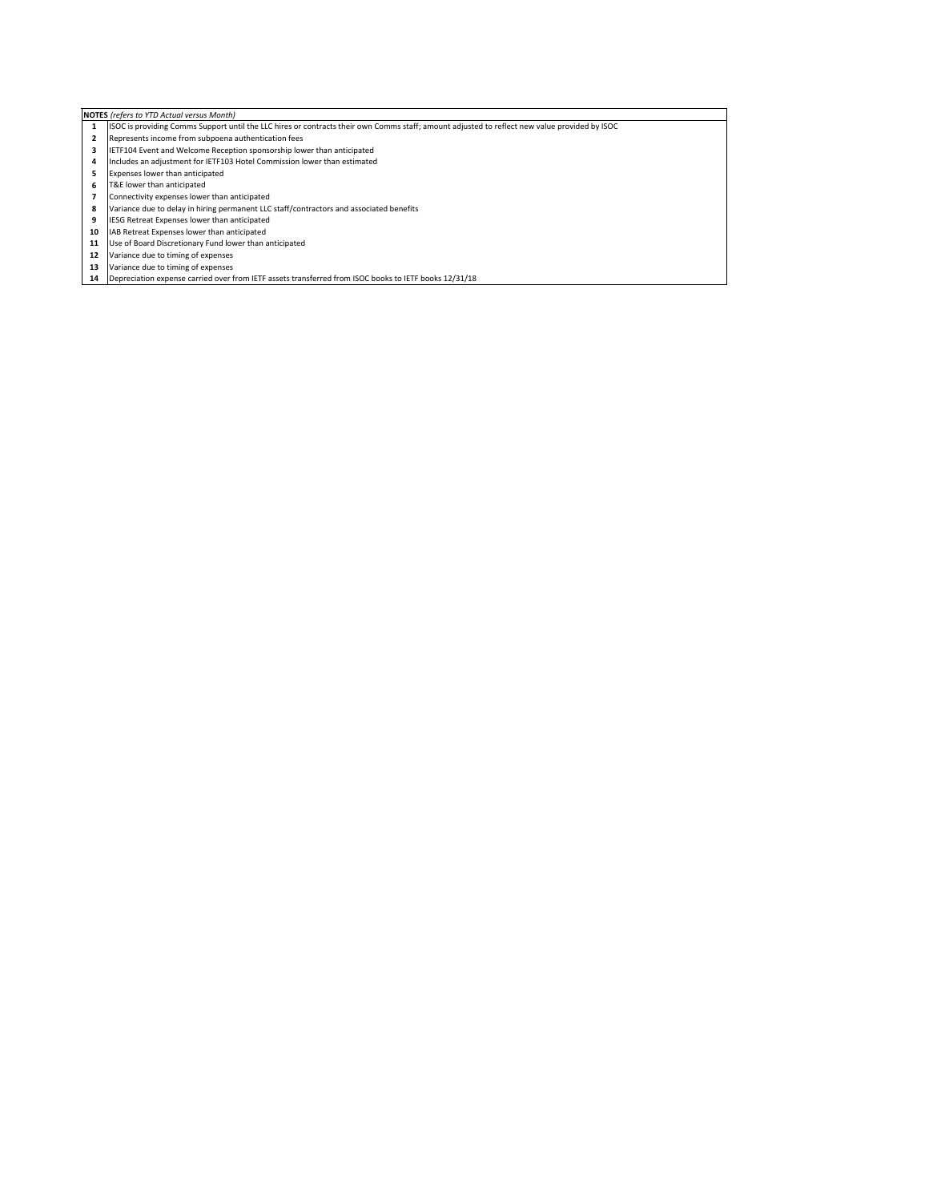| **NOTES** *(refers to YTD Actual versus Month)* | |
|---|---|
| **1** | ISOC is providing Comms Support until the LLC hires or contracts their own Comms staff; amount adjusted to reflect new value provided by ISOC |
| **2** | Represents income from subpoena authentication fees |
| **3** | IETF104 Event and Welcome Reception sponsorship lower than anticipated |
| **4** | Includes an adjustment for IETF103 Hotel Commission lower than estimated |
| **5** | Expenses lower than anticipated |
| **6** | T&E lower than anticipated |
| **7** | Connectivity expenses lower than anticipated |
| **8** | Variance due to delay in hiring permanent LLC staff/contractors and associated benefits |
| **9** | IESG Retreat Expenses lower than anticipated |
| **10** | IAB Retreat Expenses lower than anticipated |
| **11** | Use of Board Discretionary Fund lower than anticipated |
| **12** | Variance due to timing of expenses |
| **13** | Variance due to timing of expenses |
| **14** | Depreciation expense carried over from IETF assets transferred from ISOC books to IETF books 12/31/18 |